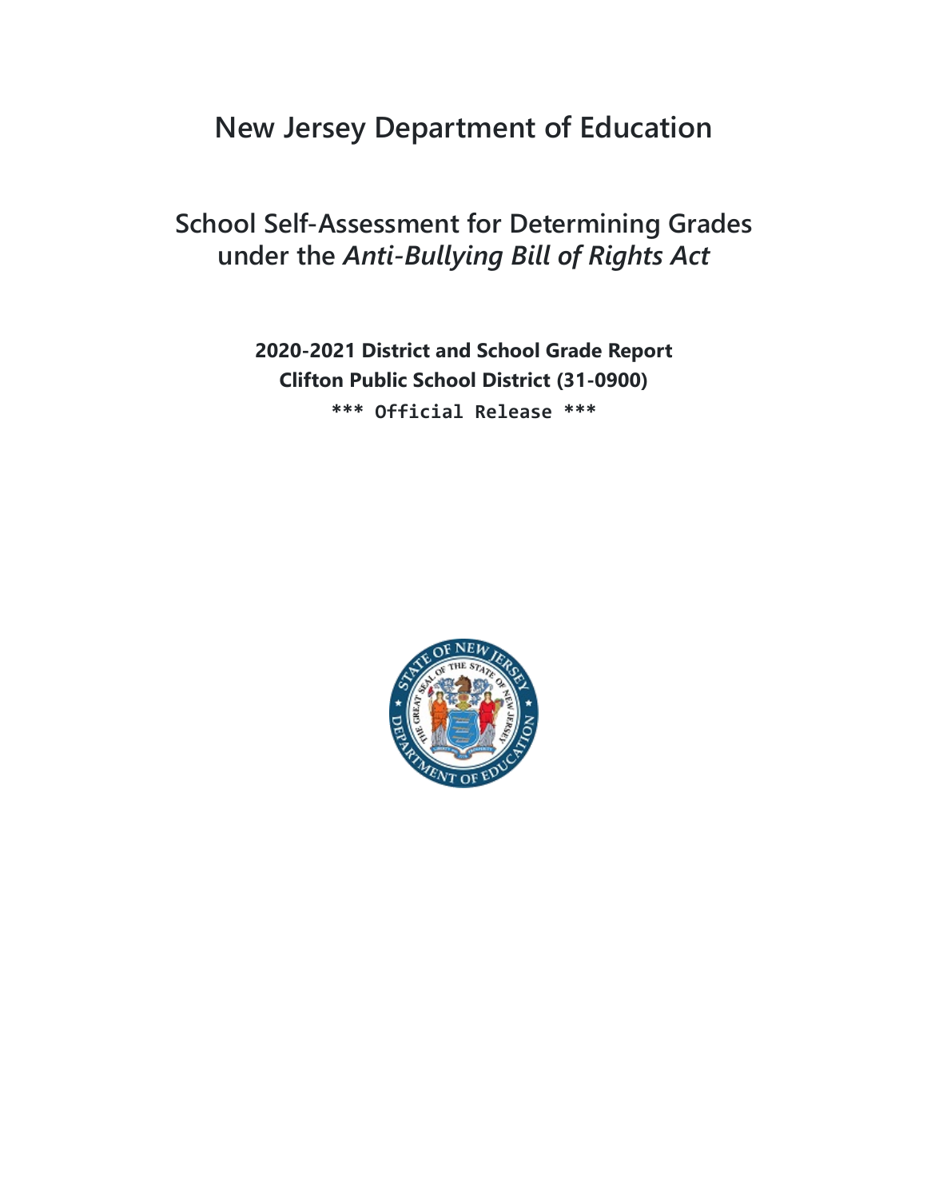# New Jersey Department of Education

## School Self-Assessment for Determining Grades under the *Anti-Bullying Bill of Rights Act*

**2020-2021 District and School Grade Report**

**Clifton Public School District (31-0900)**

**\*\*\* Official Release \*\*\***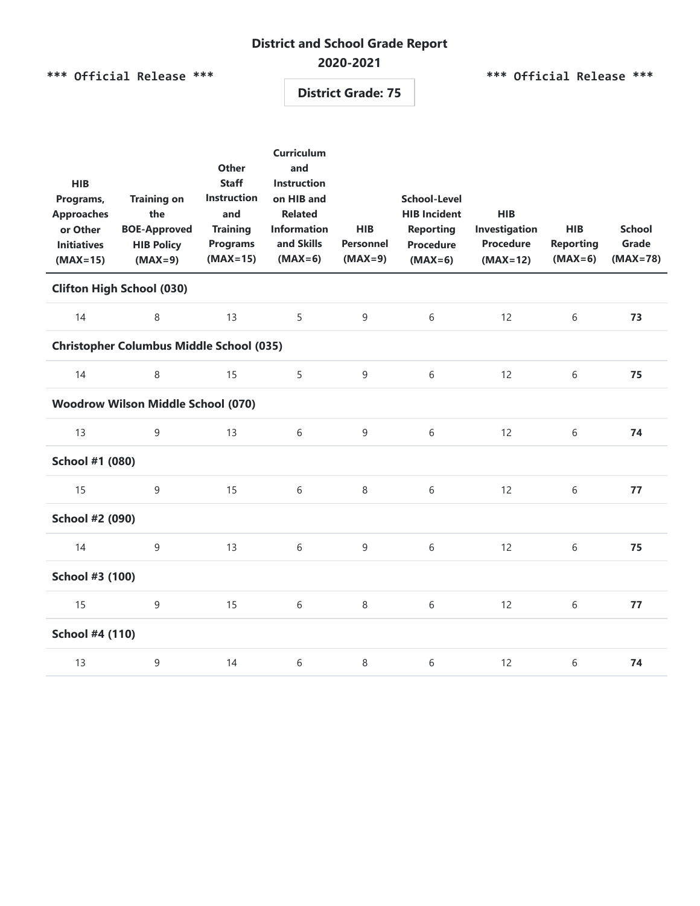# District and School Grade Report

## 2020-2021

\*\*\* Official Release \*\*\* \*\*\* Official Release \*\*\*

**District Grade: 75**

| HIB Programs, Approaches or Other Initiatives (MAX=15) | Training on the BOE-Approved HIB Policy (MAX=9) | Other Staff Instruction and Training Programs (MAX=15) | Curriculum and Instruction on HIB and Related Information and Skills (MAX=6) | HIB Personnel (MAX=9) | School-Level HIB Incident Reporting Procedure (MAX=6) | HIB Investigation Procedure (MAX=12) | HIB Reporting (MAX=6) | School Grade (MAX=78) |
|---|---|---|---|---|---|---|---|---|
| **Clifton High School (030)** | | | | | | | | |
| 14 | 8 | 13 | 5 | 9 | 6 | 12 | 6 | **73** |
| **Christopher Columbus Middle School (035)** | | | | | | | | |
| 14 | 8 | 15 | 5 | 9 | 6 | 12 | 6 | **75** |
| **Woodrow Wilson Middle School (070)** | | | | | | | | |
| 13 | 9 | 13 | 6 | 9 | 6 | 12 | 6 | **74** |
| **School #1 (080)** | | | | | | | | |
| 15 | 9 | 15 | 6 | 8 | 6 | 12 | 6 | **77** |
| **School #2 (090)** | | | | | | | | |
| 14 | 9 | 13 | 6 | 9 | 6 | 12 | 6 | **75** |
| **School #3 (100)** | | | | | | | | |
| 15 | 9 | 15 | 6 | 8 | 6 | 12 | 6 | **77** |
| **School #4 (110)** | | | | | | | | |
| 13 | 9 | 14 | 6 | 8 | 6 | 12 | 6 | **74** |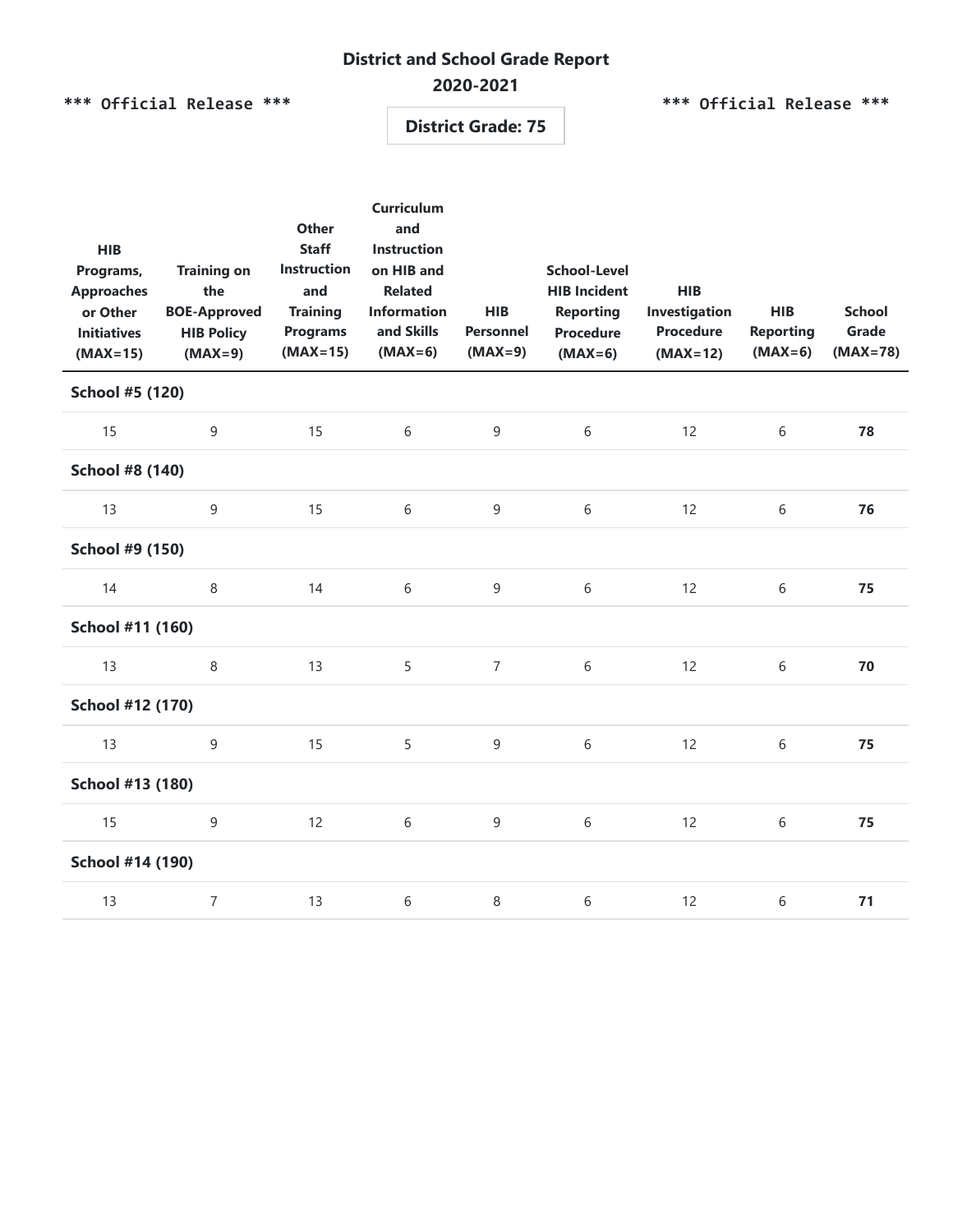# District and School Grade Report

## 2020-2021

\*\*\* Official Release \*\*\*

**District Grade: 75**

\*\*\* Official Release \*\*\*

| HIB Programs, Approaches or Other Initiatives (MAX=15) | Training on the BOE-Approved HIB Policy (MAX=9) | Other Staff Instruction and Training Programs (MAX=15) | Curriculum and Instruction on HIB and Related Information and Skills (MAX=6) | HIB Personnel (MAX=9) | School-Level HIB Incident Reporting Procedure (MAX=6) | HIB Investigation Procedure (MAX=12) | HIB Reporting (MAX=6) | School Grade (MAX=78) |
|---|---|---|---|---|---|---|---|---|
| **School #5 (120)** | | | | | | | | |
| 15 | 9 | 15 | 6 | 9 | 6 | 12 | 6 | **78** |
| **School #8 (140)** | | | | | | | | |
| 13 | 9 | 15 | 6 | 9 | 6 | 12 | 6 | **76** |
| **School #9 (150)** | | | | | | | | |
| 14 | 8 | 14 | 6 | 9 | 6 | 12 | 6 | **75** |
| **School #11 (160)** | | | | | | | | |
| 13 | 8 | 13 | 5 | 7 | 6 | 12 | 6 | **70** |
| **School #12 (170)** | | | | | | | | |
| 13 | 9 | 15 | 5 | 9 | 6 | 12 | 6 | **75** |
| **School #13 (180)** | | | | | | | | |
| 15 | 9 | 12 | 6 | 9 | 6 | 12 | 6 | **75** |
| **School #14 (190)** | | | | | | | | |
| 13 | 7 | 13 | 6 | 8 | 6 | 12 | 6 | **71** |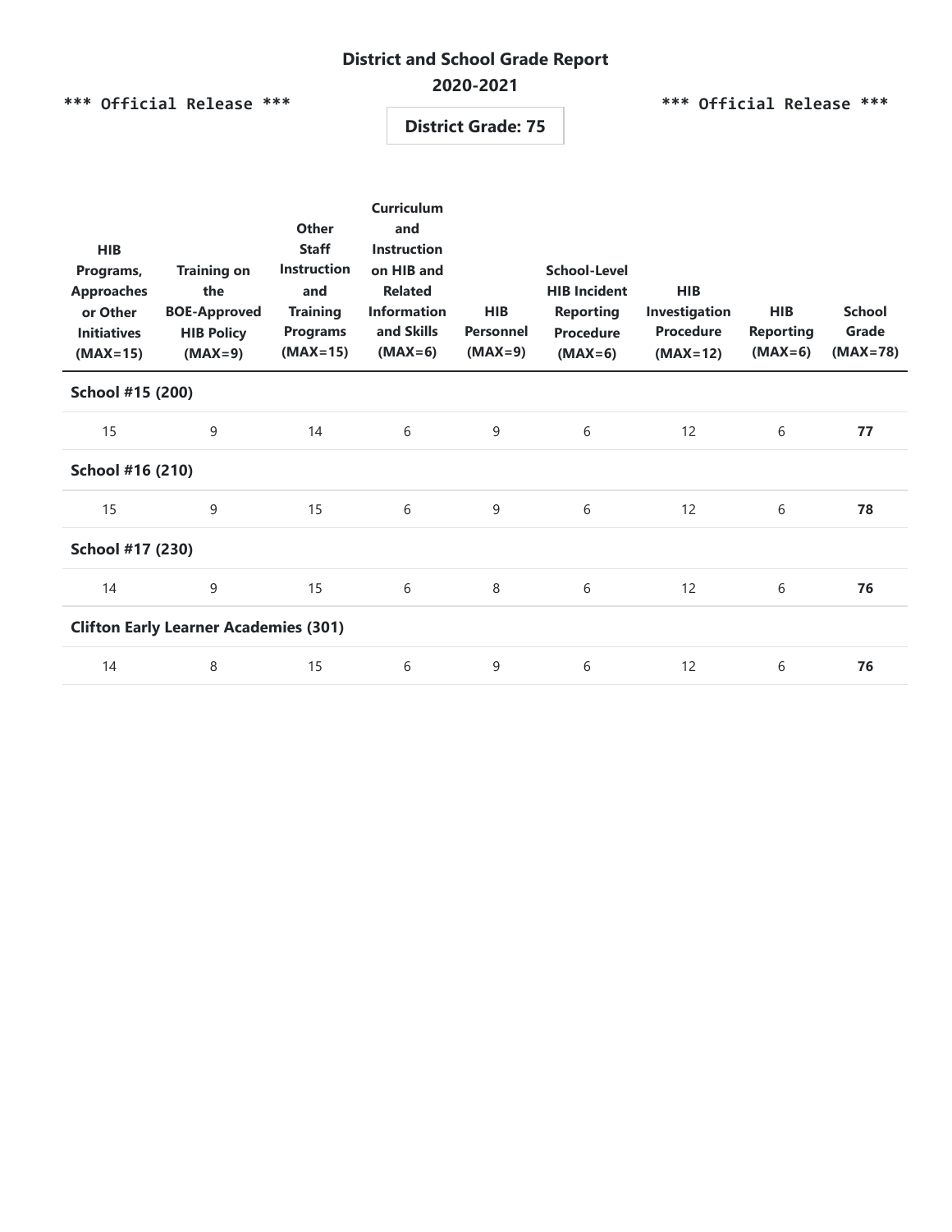**District and School Grade Report**

**2020-2021**

*** Official Release ***

**District Grade: 75**

| HIB Programs, Approaches or Other Initiatives (MAX=15) | Training on the BOE-Approved HIB Policy (MAX=9) | Other Staff Instruction and Training Programs (MAX=15) | Curriculum and Instruction on HIB and Related Information and Skills (MAX=6) | HIB Personnel (MAX=9) | School-Level HIB Incident Reporting Procedure (MAX=6) | HIB Investigation Procedure (MAX=12) | HIB Reporting (MAX=6) | School Grade (MAX=78) |
|---|---|---|---|---|---|---|---|---|
| **School #15 (200)** | | | | | | | | |
| 15 | 9 | 14 | 6 | 9 | 6 | 12 | 6 | **77** |
| **School #16 (210)** | | | | | | | | |
| 15 | 9 | 15 | 6 | 9 | 6 | 12 | 6 | **78** |
| **School #17 (230)** | | | | | | | | |
| 14 | 9 | 15 | 6 | 8 | 6 | 12 | 6 | **76** |
| **Clifton Early Learner Academies (301)** | | | | | | | | |
| 14 | 8 | 15 | 6 | 9 | 6 | 12 | 6 | **76** |